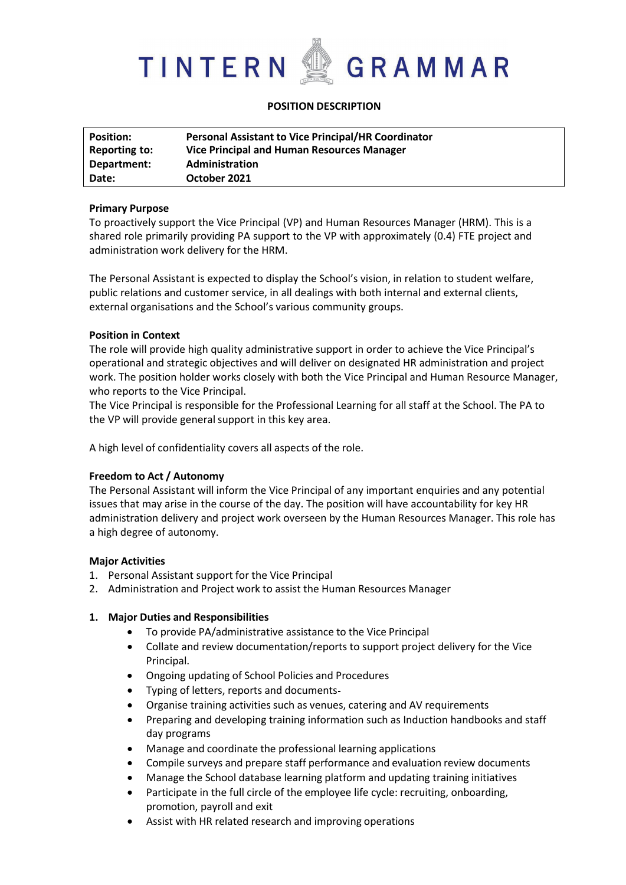# TINTERN GRAMMAR

## POSITION DESCRIPTION

| | |
|---|---|
| **Position:** | **Personal Assistant to Vice Principal/HR Coordinator** |
| **Reporting to:** | **Vice Principal and Human Resources Manager** |
| **Department:** | **Administration** |
| **Date:** | **October 2021** |

**Primary Purpose**

To proactively support the Vice Principal (VP) and Human Resources Manager (HRM). This is a shared role primarily providing PA support to the VP with approximately (0.4) FTE project and administration work delivery for the HRM.

The Personal Assistant is expected to display the School's vision, in relation to student welfare, public relations and customer service, in all dealings with both internal and external clients, external organisations and the School's various community groups.

**Position in Context**

The role will provide high quality administrative support in order to achieve the Vice Principal's operational and strategic objectives and will deliver on designated HR administration and project work. The position holder works closely with both the Vice Principal and Human Resource Manager, who reports to the Vice Principal.

The Vice Principal is responsible for the Professional Learning for all staff at the School. The PA to the VP will provide general support in this key area.

A high level of confidentiality covers all aspects of the role.

**Freedom to Act / Autonomy**

The Personal Assistant will inform the Vice Principal of any important enquiries and any potential issues that may arise in the course of the day. The position will have accountability for key HR administration delivery and project work overseen by the Human Resources Manager. This role has a high degree of autonomy.

**Major Activities**

1. Personal Assistant support for the Vice Principal
2. Administration and Project work to assist the Human Resources Manager

**1. Major Duties and Responsibilities**

- To provide PA/administrative assistance to the Vice Principal
- Collate and review documentation/reports to support project delivery for the Vice Principal.
- Ongoing updating of School Policies and Procedures
- Typing of letters, reports and documents-
- Organise training activities such as venues, catering and AV requirements
- Preparing and developing training information such as Induction handbooks and staff day programs
- Manage and coordinate the professional learning applications
- Compile surveys and prepare staff performance and evaluation review documents
- Manage the School database learning platform and updating training initiatives
- Participate in the full circle of the employee life cycle: recruiting, onboarding, promotion, payroll and exit
- Assist with HR related research and improving operations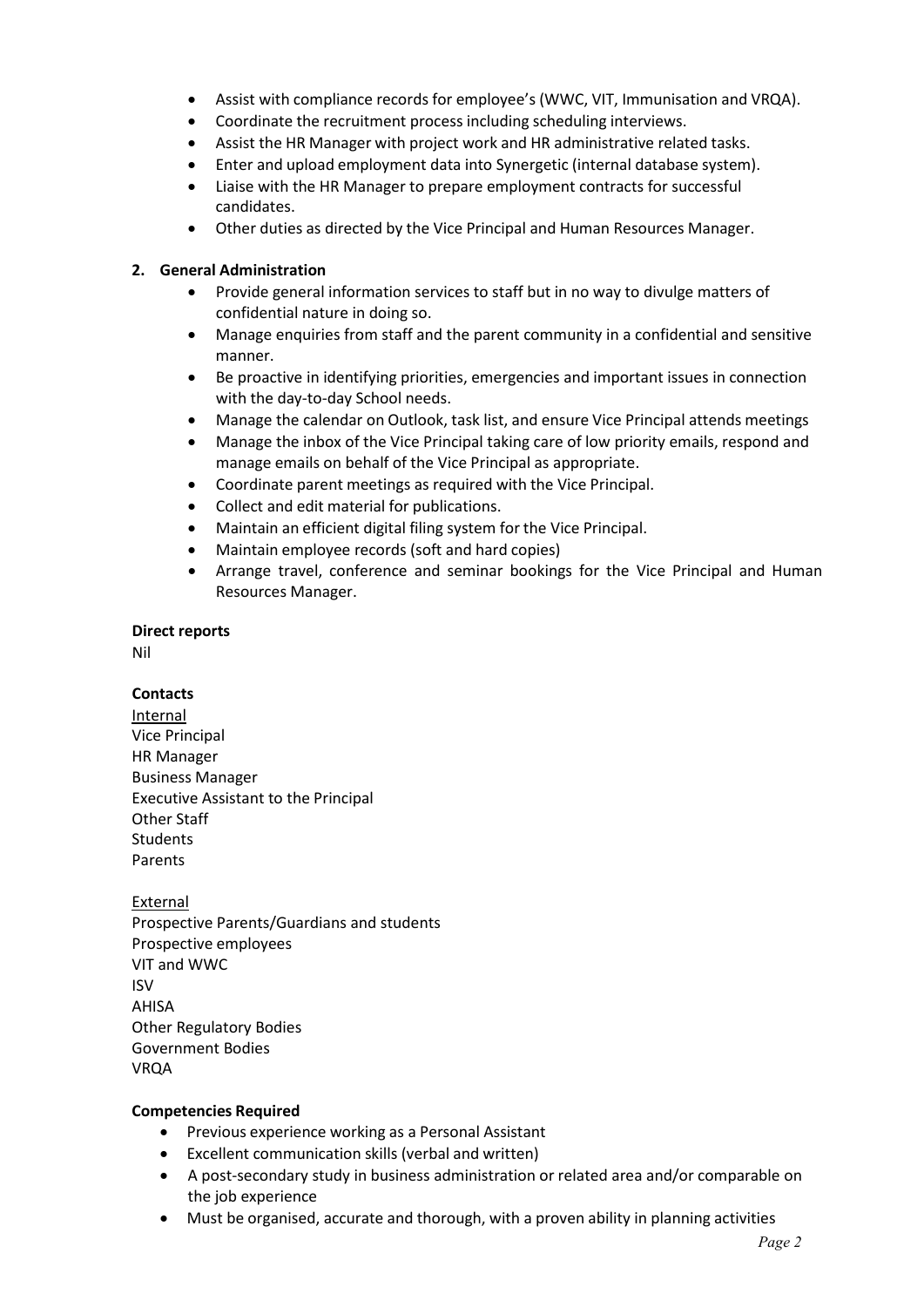- Assist with compliance records for employee's (WWC, VIT, Immunisation and VRQA).
- Coordinate the recruitment process including scheduling interviews.
- Assist the HR Manager with project work and HR administrative related tasks.
- Enter and upload employment data into Synergetic (internal database system).
- Liaise with the HR Manager to prepare employment contracts for successful candidates.
- Other duties as directed by the Vice Principal and Human Resources Manager.

**2. General Administration**

- Provide general information services to staff but in no way to divulge matters of confidential nature in doing so.
- Manage enquiries from staff and the parent community in a confidential and sensitive manner.
- Be proactive in identifying priorities, emergencies and important issues in connection with the day-to-day School needs.
- Manage the calendar on Outlook, task list, and ensure Vice Principal attends meetings
- Manage the inbox of the Vice Principal taking care of low priority emails, respond and manage emails on behalf of the Vice Principal as appropriate.
- Coordinate parent meetings as required with the Vice Principal.
- Collect and edit material for publications.
- Maintain an efficient digital filing system for the Vice Principal.
- Maintain employee records (soft and hard copies)
- Arrange travel, conference and seminar bookings for the Vice Principal and Human Resources Manager.

**Direct reports**

Nil

**Contacts**

Internal

Vice Principal
HR Manager
Business Manager
Executive Assistant to the Principal
Other Staff
Students
Parents

External

Prospective Parents/Guardians and students
Prospective employees
VIT and WWC
ISV
AHISA
Other Regulatory Bodies
Government Bodies
VRQA

**Competencies Required**

- Previous experience working as a Personal Assistant
- Excellent communication skills (verbal and written)
- A post-secondary study in business administration or related area and/or comparable on the job experience
- Must be organised, accurate and thorough, with a proven ability in planning activities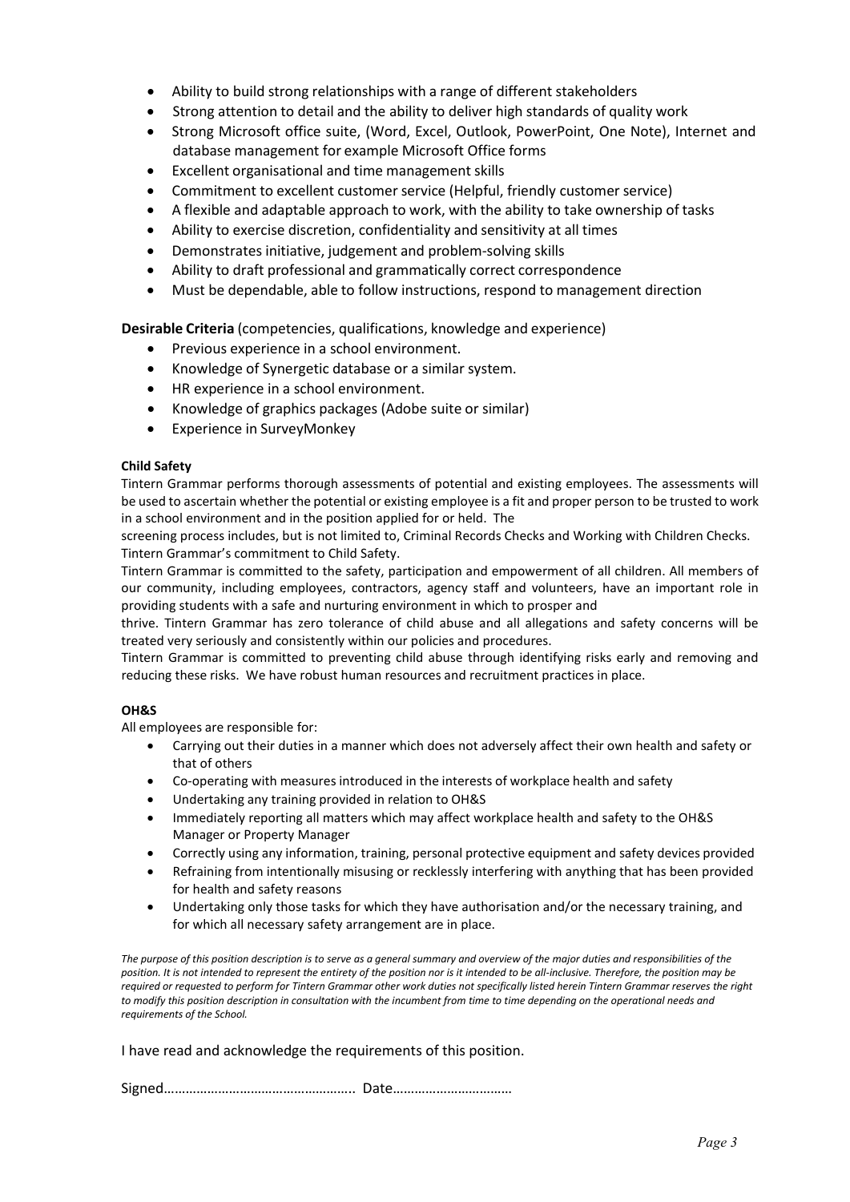- Ability to build strong relationships with a range of different stakeholders
- Strong attention to detail and the ability to deliver high standards of quality work
- Strong Microsoft office suite, (Word, Excel, Outlook, PowerPoint, One Note), Internet and database management for example Microsoft Office forms
- Excellent organisational and time management skills
- Commitment to excellent customer service (Helpful, friendly customer service)
- A flexible and adaptable approach to work, with the ability to take ownership of tasks
- Ability to exercise discretion, confidentiality and sensitivity at all times
- Demonstrates initiative, judgement and problem-solving skills
- Ability to draft professional and grammatically correct correspondence
- Must be dependable, able to follow instructions, respond to management direction

**Desirable Criteria** (competencies, qualifications, knowledge and experience)

- Previous experience in a school environment.
- Knowledge of Synergetic database or a similar system.
- HR experience in a school environment.
- Knowledge of graphics packages (Adobe suite or similar)
- Experience in SurveyMonkey

**Child Safety**

Tintern Grammar performs thorough assessments of potential and existing employees. The assessments will be used to ascertain whether the potential or existing employee is a fit and proper person to be trusted to work in a school environment and in the position applied for or held. The screening process includes, but is not limited to, Criminal Records Checks and Working with Children Checks.

Tintern Grammar's commitment to Child Safety.

Tintern Grammar is committed to the safety, participation and empowerment of all children. All members of our community, including employees, contractors, agency staff and volunteers, have an important role in providing students with a safe and nurturing environment in which to prosper and thrive. Tintern Grammar has zero tolerance of child abuse and all allegations and safety concerns will be treated very seriously and consistently within our policies and procedures.

Tintern Grammar is committed to preventing child abuse through identifying risks early and removing and reducing these risks. We have robust human resources and recruitment practices in place.

**OH&S**

All employees are responsible for:

- Carrying out their duties in a manner which does not adversely affect their own health and safety or that of others
- Co-operating with measures introduced in the interests of workplace health and safety
- Undertaking any training provided in relation to OH&S
- Immediately reporting all matters which may affect workplace health and safety to the OH&S Manager or Property Manager
- Correctly using any information, training, personal protective equipment and safety devices provided
- Refraining from intentionally misusing or recklessly interfering with anything that has been provided for health and safety reasons
- Undertaking only those tasks for which they have authorisation and/or the necessary training, and for which all necessary safety arrangement are in place.

*The purpose of this position description is to serve as a general summary and overview of the major duties and responsibilities of the position. It is not intended to represent the entirety of the position nor is it intended to be all-inclusive. Therefore, the position may be required or requested to perform for Tintern Grammar other work duties not specifically listed herein Tintern Grammar reserves the right to modify this position description in consultation with the incumbent from time to time depending on the operational needs and requirements of the School.*

I have read and acknowledge the requirements of this position.

Signed…………………………………………….. Date……………………………